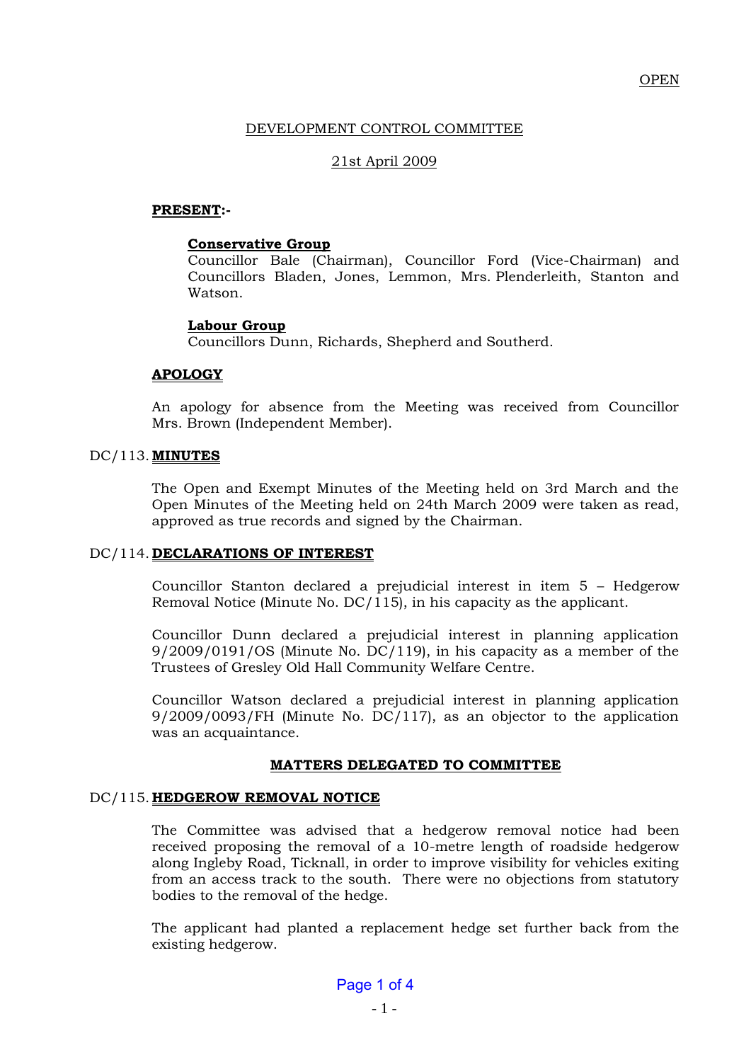OPEN

# DEVELOPMENT CONTROL COMMITTEE

21st April 2009

**PRESENT:-**

**Conservative Group**
Councillor Bale (Chairman), Councillor Ford (Vice-Chairman) and Councillors Bladen, Jones, Lemmon, Mrs. Plenderleith, Stanton and Watson.

**Labour Group**
Councillors Dunn, Richards, Shepherd and Southerd.

**APOLOGY**

An apology for absence from the Meeting was received from Councillor Mrs. Brown (Independent Member).

## DC/113. MINUTES

The Open and Exempt Minutes of the Meeting held on 3rd March and the Open Minutes of the Meeting held on 24th March 2009 were taken as read, approved as true records and signed by the Chairman.

## DC/114. DECLARATIONS OF INTEREST

Councillor Stanton declared a prejudicial interest in item 5 – Hedgerow Removal Notice (Minute No. DC/115), in his capacity as the applicant.

Councillor Dunn declared a prejudicial interest in planning application 9/2009/0191/OS (Minute No. DC/119), in his capacity as a member of the Trustees of Gresley Old Hall Community Welfare Centre.

Councillor Watson declared a prejudicial interest in planning application 9/2009/0093/FH (Minute No. DC/117), as an objector to the application was an acquaintance.

## MATTERS DELEGATED TO COMMITTEE

## DC/115. HEDGEROW REMOVAL NOTICE

The Committee was advised that a hedgerow removal notice had been received proposing the removal of a 10-metre length of roadside hedgerow along Ingleby Road, Ticknall, in order to improve visibility for vehicles exiting from an access track to the south. There were no objections from statutory bodies to the removal of the hedge.

The applicant had planted a replacement hedge set further back from the existing hedgerow.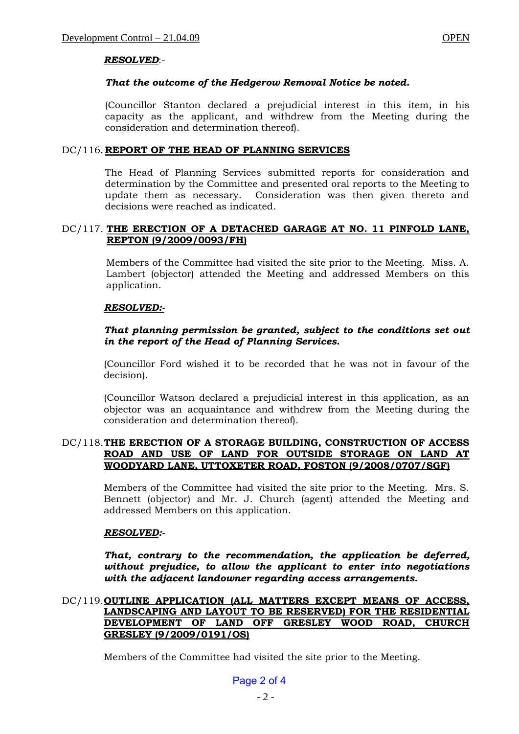***RESOLVED***:-

***That the outcome of the Hedgerow Removal Notice be noted.***

(Councillor Stanton declared a prejudicial interest in this item, in his capacity as the applicant, and withdrew from the Meeting during the consideration and determination thereof).

## DC/116. **REPORT OF THE HEAD OF PLANNING SERVICES**

The Head of Planning Services submitted reports for consideration and determination by the Committee and presented oral reports to the Meeting to update them as necessary. Consideration was then given thereto and decisions were reached as indicated.

## DC/117. **THE ERECTION OF A DETACHED GARAGE AT NO. 11 PINFOLD LANE, REPTON (9/2009/0093/FH)**

Members of the Committee had visited the site prior to the Meeting. Miss. A. Lambert (objector) attended the Meeting and addressed Members on this application.

***RESOLVED:-***

***That planning permission be granted, subject to the conditions set out in the report of the Head of Planning Services.***

(Councillor Ford wished it to be recorded that he was not in favour of the decision).

(Councillor Watson declared a prejudicial interest in this application, as an objector was an acquaintance and withdrew from the Meeting during the consideration and determination thereof).

## DC/118. **THE ERECTION OF A STORAGE BUILDING, CONSTRUCTION OF ACCESS ROAD AND USE OF LAND FOR OUTSIDE STORAGE ON LAND AT WOODYARD LANE, UTTOXETER ROAD, FOSTON (9/2008/0707/SGF)**

Members of the Committee had visited the site prior to the Meeting. Mrs. S. Bennett (objector) and Mr. J. Church (agent) attended the Meeting and addressed Members on this application.

***RESOLVED:-***

***That, contrary to the recommendation, the application be deferred, without prejudice, to allow the applicant to enter into negotiations with the adjacent landowner regarding access arrangements.***

## DC/119. **OUTLINE APPLICATION (ALL MATTERS EXCEPT MEANS OF ACCESS, LANDSCAPING AND LAYOUT TO BE RESERVED) FOR THE RESIDENTIAL DEVELOPMENT OF LAND OFF GRESLEY WOOD ROAD, CHURCH GRESLEY (9/2009/0191/OS)**

Members of the Committee had visited the site prior to the Meeting.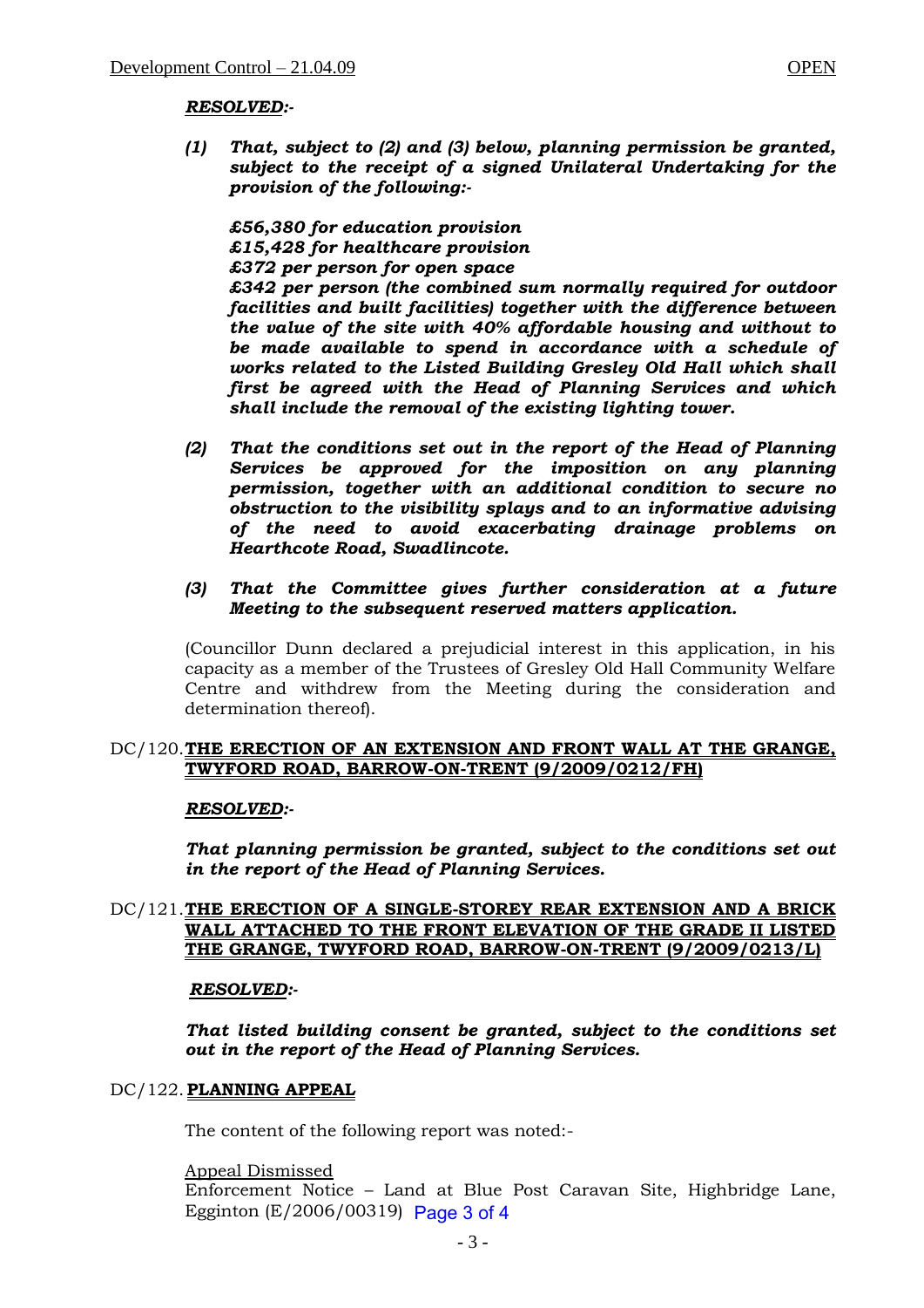***RESOLVED:-***

*(1)* ***That, subject to (2) and (3) below, planning permission be granted, subject to the receipt of a signed Unilateral Undertaking for the provision of the following:-***

***£56,380 for education provision***
***£15,428 for healthcare provision***
***£372 per person for open space***
***£342 per person (the combined sum normally required for outdoor facilities and built facilities) together with the difference between the value of the site with 40% affordable housing and without to be made available to spend in accordance with a schedule of works related to the Listed Building Gresley Old Hall which shall first be agreed with the Head of Planning Services and which shall include the removal of the existing lighting tower.***

*(2)* ***That the conditions set out in the report of the Head of Planning Services be approved for the imposition on any planning permission, together with an additional condition to secure no obstruction to the visibility splays and to an informative advising of the need to avoid exacerbating drainage problems on Hearthcote Road, Swadlincote.***

*(3)* ***That the Committee gives further consideration at a future Meeting to the subsequent reserved matters application.***

(Councillor Dunn declared a prejudicial interest in this application, in his capacity as a member of the Trustees of Gresley Old Hall Community Welfare Centre and withdrew from the Meeting during the consideration and determination thereof).

## DC/120. THE ERECTION OF AN EXTENSION AND FRONT WALL AT THE GRANGE, TWYFORD ROAD, BARROW-ON-TRENT (9/2009/0212/FH)

***RESOLVED:-***

***That planning permission be granted, subject to the conditions set out in the report of the Head of Planning Services.***

## DC/121. THE ERECTION OF A SINGLE-STOREY REAR EXTENSION AND A BRICK WALL ATTACHED TO THE FRONT ELEVATION OF THE GRADE II LISTED THE GRANGE, TWYFORD ROAD, BARROW-ON-TRENT (9/2009/0213/L)

***RESOLVED:-***

***That listed building consent be granted, subject to the conditions set out in the report of the Head of Planning Services.***

## DC/122. PLANNING APPEAL

The content of the following report was noted:-

Appeal Dismissed
Enforcement Notice – Land at Blue Post Caravan Site, Highbridge Lane, Egginton (E/2006/00319)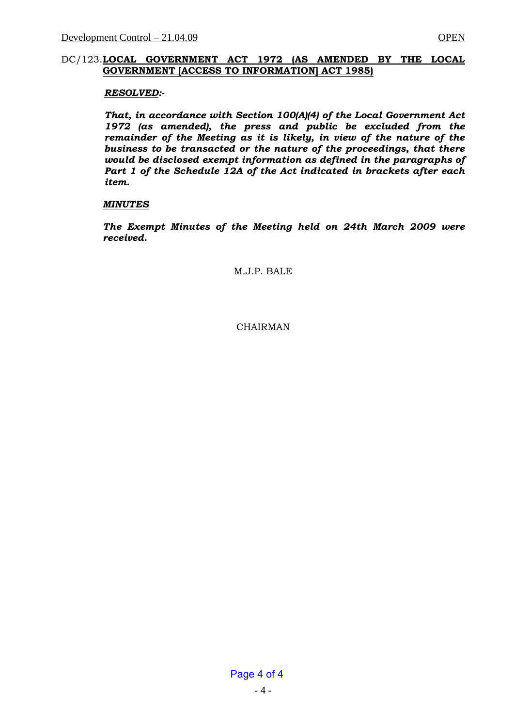DC/123. **LOCAL GOVERNMENT ACT 1972 (AS AMENDED BY THE LOCAL GOVERNMENT [ACCESS TO INFORMATION] ACT 1985)**

***RESOLVED:-***

***That, in accordance with Section 100(A)(4) of the Local Government Act 1972 (as amended), the press and public be excluded from the remainder of the Meeting as it is likely, in view of the nature of the business to be transacted or the nature of the proceedings, that there would be disclosed exempt information as defined in the paragraphs of Part 1 of the Schedule 12A of the Act indicated in brackets after each item.***

***MINUTES***

***The Exempt Minutes of the Meeting held on 24th March 2009 were received.***

M.J.P. BALE

CHAIRMAN